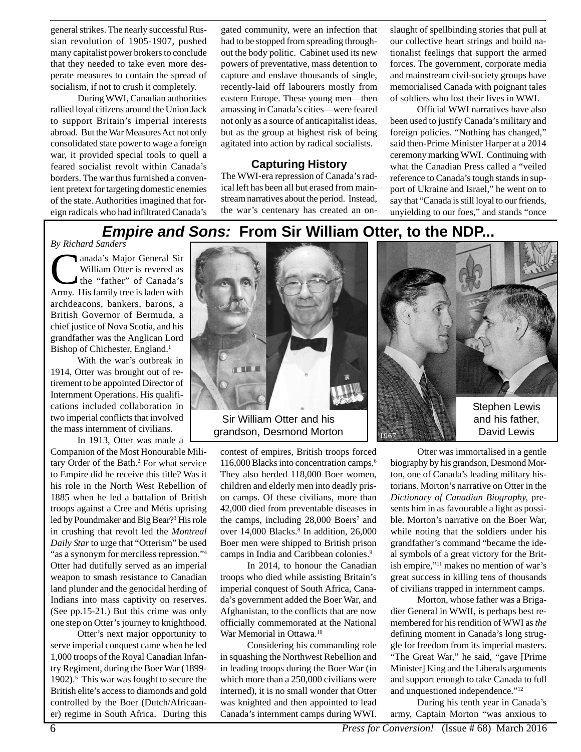general strikes. The nearly successful Russian revolution of 1905-1907, pushed many capitalist power brokers to conclude that they needed to take even more desperate measures to contain the spread of socialism, if not to crush it completely.

During WWI, Canadian authorities rallied loyal citizens around the Union Jack to support Britain's imperial interests abroad. But the War Measures Act not only consolidated state power to wage a foreign war, it provided special tools to quell a feared socialist revolt within Canada's borders. The war thus furnished a convenient pretext for targeting domestic enemies of the state. Authorities imagined that foreign radicals who had infiltrated Canada's gated community, were an infection that had to be stopped from spreading throughout the body politic. Cabinet used its new powers of preventative, mass detention to capture and enslave thousands of single, recently-laid off labourers mostly from eastern Europe. These young men—then amassing in Canada's cities—were feared not only as a source of anticapitalist ideas, but as the group at highest risk of being agitated into action by radical socialists.

### Capturing History

The WWI-era repression of Canada's radical left has been all but erased from mainstream narratives about the period. Instead, the war's centenary has created an onslaught of spellbinding stories that pull at our collective heart strings and build nationalist feelings that support the armed forces. The government, corporate media and mainstream civil-society groups have memorialised Canada with poignant tales of soldiers who lost their lives in WWI.

Official WWI narratives have also been used to justify Canada's military and foreign policies. "Nothing has changed," said then-Prime Minister Harper at a 2014 ceremony marking WWI. Continuing with what the Canadian Press called a "veiled reference to Canada's tough stands in support of Ukraine and Israel," he went on to say that "Canada is still loyal to our friends, unyielding to our foes," and stands "once

## *Empire and Sons:* From Sir William Otter, to the NDP...

*By Richard Sanders*

Canada's Major General Sir William Otter is revered as the "father" of Canada's Army. His family tree is laden with archdeacons, bankers, barons, a British Governor of Bermuda, a chief justice of Nova Scotia, and his grandfather was the Anglican Lord Bishop of Chichester, England.[1]

With the war's outbreak in 1914, Otter was brought out of retirement to be appointed Director of Internment Operations. His qualifications included collaboration in two imperial conflicts that involved the mass internment of civilians.

In 1913, Otter was made a Companion of the Most Honourable Military Order of the Bath.[2] For what service to Empire did he receive this title? Was it his role in the North West Rebellion of 1885 when he led a battalion of British troops against a Cree and Métis uprising led by Poundmaker and Big Bear?[3] His role in crushing that revolt led the *Montreal Daily Star* to urge that "Otterism" be used "as a synonym for merciless repression."[4] Otter had dutifully served as an imperial weapon to smash resistance to Canadian land plunder and the genocidal herding of Indians into mass captivity on reserves. (See pp.15-21.) But this crime was only one step on Otter's journey to knighthood.

Otter's next major opportunity to serve imperial conquest came when he led 1,000 troops of the Royal Canadian Infantry Regiment, during the Boer War (1899-1902).[5] This war was fought to secure the British elite's access to diamonds and gold controlled by the Boer (Dutch/Africaaner) regime in South Africa. During this contest of empires, British troops forced 116,000 Blacks into concentration camps.[6] They also herded 118,000 Boer women, children and elderly men into deadly prison camps. Of these civilians, more than 42,000 died from preventable diseases in the camps, including 28,000 Boers[7] and over 14,000 Blacks.[8] In addition, 26,000 Boer men were shipped to British prison camps in India and Caribbean colonies.[9]

Sir William Otter and his grandson, Desmond Morton

In 2014, to honour the Canadian troops who died while assisting Britain's imperial conquest of South Africa, Canada's government added the Boer War, and Afghanistan, to the conflicts that are now officially commemorated at the National War Memorial in Ottawa.[10]

Considering his commanding role in squashing the Northwest Rebellion and in leading troops during the Boer War (in which more than a 250,000 civilians were interned), it is no small wonder that Otter was knighted and then appointed to lead Canada's internment camps during WWI.

Stephen Lewis and his father, David Lewis

1967

Otter was immortalised in a gentle biography by his grandson, Desmond Morton, one of Canada's leading military historians. Morton's narrative on Otter in the *Dictionary of Canadian Biography,* presents him in as favourable a light as possible. Morton's narrative on the Boer War, while noting that the soldiers under his grandfather's command "became the ideal symbols of a great victory for the British empire,"[11] makes no mention of war's great success in killing tens of thousands of civilians trapped in internment camps.

Morton, whose father was a Brigadier General in WWII, is perhaps best remembered for his rendition of WWI as *the* defining moment in Canada's long struggle for freedom from its imperial masters. "The Great War," he said, "gave [Prime Minister] King and the Liberals arguments and support enough to take Canada to full and unquestioned independence."[12]

During his tenth year in Canada's army, Captain Morton "was anxious to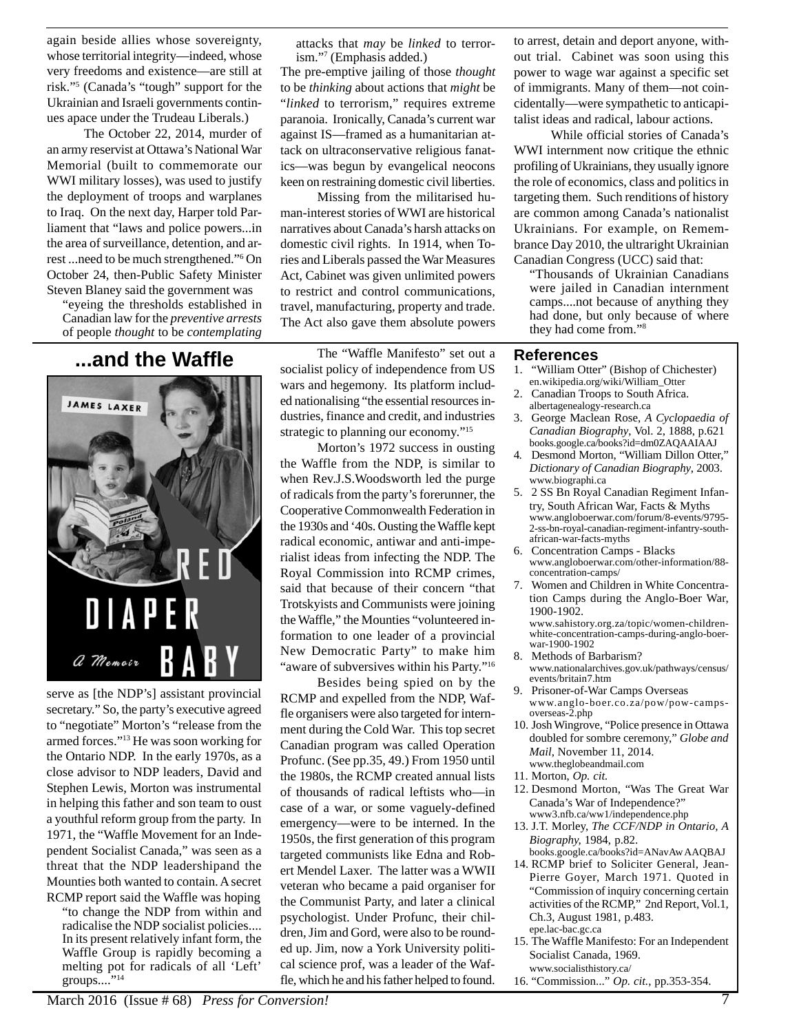again beside allies whose sovereignty, whose territorial integrity—indeed, whose very freedoms and existence—are still at risk."[5] (Canada's "tough" support for the Ukrainian and Israeli governments continues apace under the Trudeau Liberals.)

The October 22, 2014, murder of an army reservist at Ottawa's National War Memorial (built to commemorate our WWI military losses), was used to justify the deployment of troops and warplanes to Iraq. On the next day, Harper told Parliament that "laws and police powers...in the area of surveillance, detention, and arrest ...need to be much strengthened."[6] On October 24, then-Public Safety Minister Steven Blaney said the government was

> "eyeing the thresholds established in Canadian law for the *preventive arrests* of people *thought* to be *contemplating* attacks that *may* be *linked* to terrorism."[7] (Emphasis added.)

The pre-emptive jailing of those *thought* to be *thinking* about actions that *might* be "*linked* to terrorism," requires extreme paranoia. Ironically, Canada's current war against IS—framed as a humanitarian attack on ultraconservative religious fanatics—was begun by evangelical neocons keen on restraining domestic civil liberties.

Missing from the militarised human-interest stories of WWI are historical narratives about Canada's harsh attacks on domestic civil rights. In 1914, when Tories and Liberals passed the War Measures Act, Cabinet was given unlimited powers to restrict and control communications, travel, manufacturing, property and trade. The Act also gave them absolute powers to arrest, detain and deport anyone, without trial. Cabinet was soon using this power to wage war against a specific set of immigrants. Many of them—not coincidentally—were sympathetic to anticapitalist ideas and radical, labour actions.

While official stories of Canada's WWI internment now critique the ethnic profiling of Ukrainians, they usually ignore the role of economics, class and politics in targeting them. Such renditions of history are common among Canada's nationalist Ukrainians. For example, on Remembrance Day 2010, the ultraright Ukrainian Canadian Congress (UCC) said that:

> "Thousands of Ukrainian Canadians were jailed in Canadian internment camps....not because of anything they had done, but only because of where they had come from."[8]

## ...and the Waffle

JAMES LAXER

RED DIAPER BABY

A Memoir

serve as [the NDP's] assistant provincial secretary." So, the party's executive agreed to "negotiate" Morton's "release from the armed forces."[13] He was soon working for the Ontario NDP. In the early 1970s, as a close advisor to NDP leaders, David and Stephen Lewis, Morton was instrumental in helping this father and son team to oust a youthful reform group from the party. In 1971, the "Waffle Movement for an Independent Socialist Canada," was seen as a threat that the NDP leadershipand the Mounties both wanted to contain. A secret RCMP report said the Waffle was hoping

> "to change the NDP from within and radicalise the NDP socialist policies.... In its present relatively infant form, the Waffle Group is rapidly becoming a melting pot for radicals of all 'Left' groups...."[14]

The "Waffle Manifesto" set out a socialist policy of independence from US wars and hegemony. Its platform included nationalising "the essential resources industries, finance and credit, and industries strategic to planning our economy."[15]

Morton's 1972 success in ousting the Waffle from the NDP, is similar to when Rev.J.S.Woodsworth led the purge of radicals from the party's forerunner, the Cooperative Commonwealth Federation in the 1930s and '40s. Ousting the Waffle kept radical economic, antiwar and anti-imperialist ideas from infecting the NDP. The Royal Commission into RCMP crimes, said that because of their concern "that Trotskyists and Communists were joining the Waffle," the Mounties "volunteered information to one leader of a provincial New Democratic Party" to make him "aware of subversives within his Party."[16]

Besides being spied on by the RCMP and expelled from the NDP, Waffle organisers were also targeted for internment during the Cold War. This top secret Canadian program was called Operation Profunc. (See pp.35, 49.) From 1950 until the 1980s, the RCMP created annual lists of thousands of radical leftists who—in case of a war, or some vaguely-defined emergency—were to be interned. In the 1950s, the first generation of this program targeted communists like Edna and Robert Mendel Laxer. The latter was a WWII veteran who became a paid organiser for the Communist Party, and later a clinical psychologist. Under Profunc, their children, Jim and Gord, were also to be rounded up. Jim, now a York University political science prof, was a leader of the Waffle, which he and his father helped to found.

### References

1. "William Otter" (Bishop of Chichester) en.wikipedia.org/wiki/William_Otter
2. Canadian Troops to South Africa. albertagenealogy-research.ca
3. George Maclean Rose, *A Cyclopaedia of Canadian Biography*, Vol. 2, 1888, p.621 books.google.ca/books?id=dm0ZAQAAIAAJ
4. Desmond Morton, "William Dillon Otter," *Dictionary of Canadian Biography*, 2003. www.biographi.ca
5. 2 SS Bn Royal Canadian Regiment Infantry, South African War, Facts & Myths www.angloboerwar.com/forum/8-events/9795-2-ss-bn-royal-canadian-regiment-infantry-south-african-war-facts-myths
6. Concentration Camps - Blacks www.angloboerwar.com/other-information/88-concentration-camps/
7. Women and Children in White Concentration Camps during the Anglo-Boer War, 1900-1902. www.sahistory.org.za/topic/women-children-white-concentration-camps-during-anglo-boer-war-1900-1902
8. Methods of Barbarism? www.nationalarchives.gov.uk/pathways/census/events/britain7.htm
9. Prisoner-of-War Camps Overseas www.anglo-boer.co.za/pow/pow-camps-overseas-2.php
10. Josh Wingrove, "Police presence in Ottawa doubled for sombre ceremony," *Globe and Mail*, November 11, 2014. www.theglobeandmail.com
11. Morton, *Op. cit.*
12. Desmond Morton, "Was The Great War Canada's War of Independence?" www3.nfb.ca/ww1/independence.php
13. J.T. Morley, *The CCF/NDP in Ontario, A Biography*, 1984, p.82. books.google.ca/books?id=ANavAwAAQBAJ
14. RCMP brief to Soliciter General, Jean-Pierre Goyer, March 1971. Quoted in "Commission of inquiry concerning certain activities of the RCMP," 2nd Report, Vol.1, Ch.3, August 1981, p.483. epe.lac-bac.gc.ca
15. The Waffle Manifesto: For an Independent Socialist Canada, 1969. www.socialisthistory.ca/
16. "Commission..." *Op. cit.*, pp.353-354.